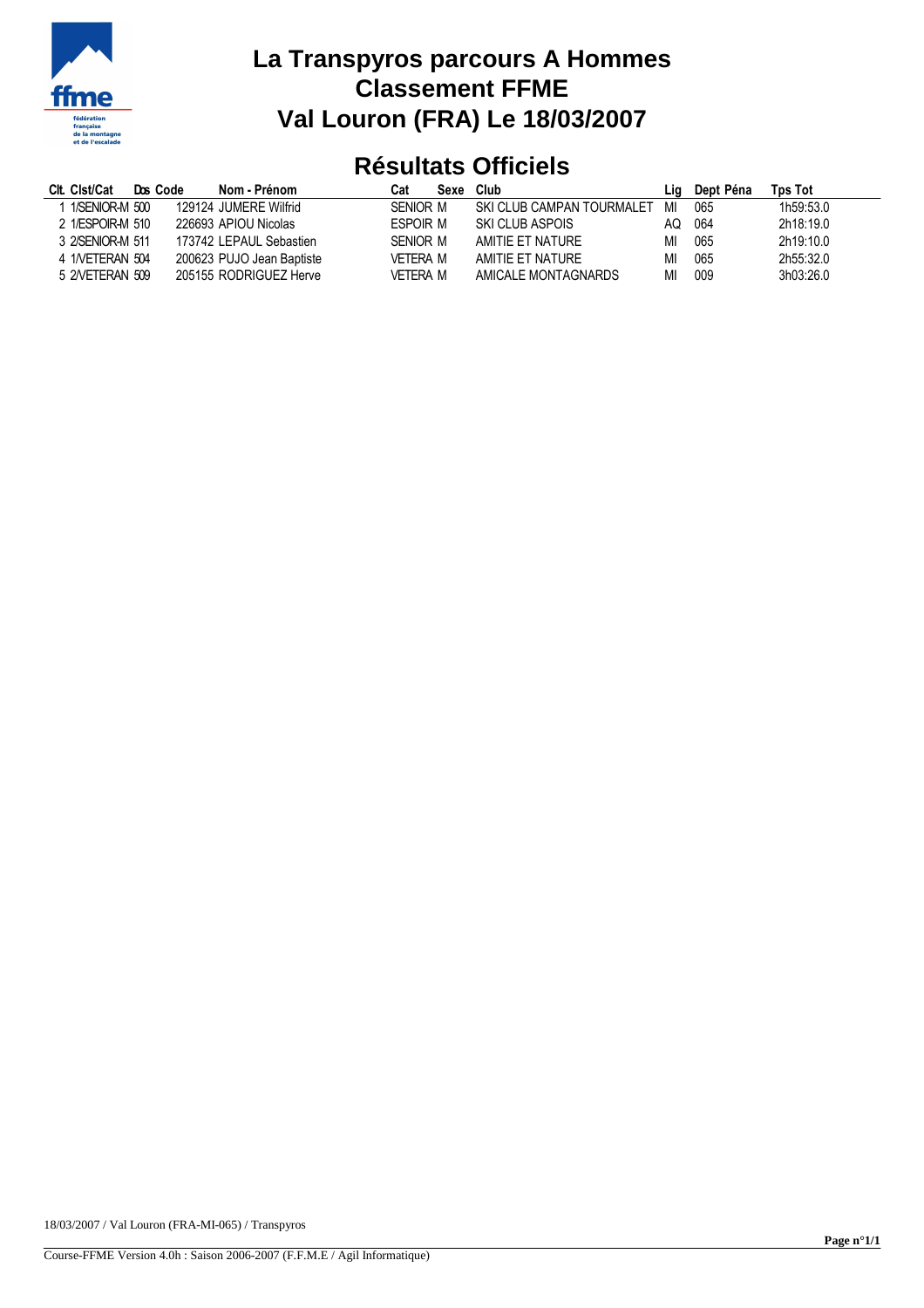# La Transpyros parcours A Hommes
# Classement FFME
# Val Louron (FRA) Le 18/03/2007

## Résultats Officiels

| Clt. | Clst/Cat | Dos | Code | Nom - Prénom | Cat | Sexe | Club | Lig | Dept | Péna | Tps Tot |
|---|---|---|---|---|---|---|---|---|---|---|---|
| 1 | 1/SENIOR-M | 500 | 129124 | JUMERE Wilfrid | SENIOR | M | SKI CLUB CAMPAN TOURMALET | MI | 065 | | 1h59:53.0 |
| 2 | 1/ESPOIR-M | 510 | 226693 | APIOU Nicolas | ESPOIR | M | SKI CLUB ASPOIS | AQ | 064 | | 2h18:19.0 |
| 3 | 2/SENIOR-M | 511 | 173742 | LEPAUL Sebastien | SENIOR | M | AMITIE ET NATURE | MI | 065 | | 2h19:10.0 |
| 4 | 1/VETERAN | 504 | 200623 | PUJO Jean Baptiste | VETERA | M | AMITIE ET NATURE | MI | 065 | | 2h55:32.0 |
| 5 | 2/VETERAN | 509 | 205155 | RODRIGUEZ Herve | VETERA | M | AMICALE MONTAGNARDS | MI | 009 | | 3h03:26.0 |

18/03/2007 / Val Louron (FRA-MI-065) / Transpyros

Course-FFME Version 4.0h : Saison 2006-2007 (F.F.M.E / Agil Informatique)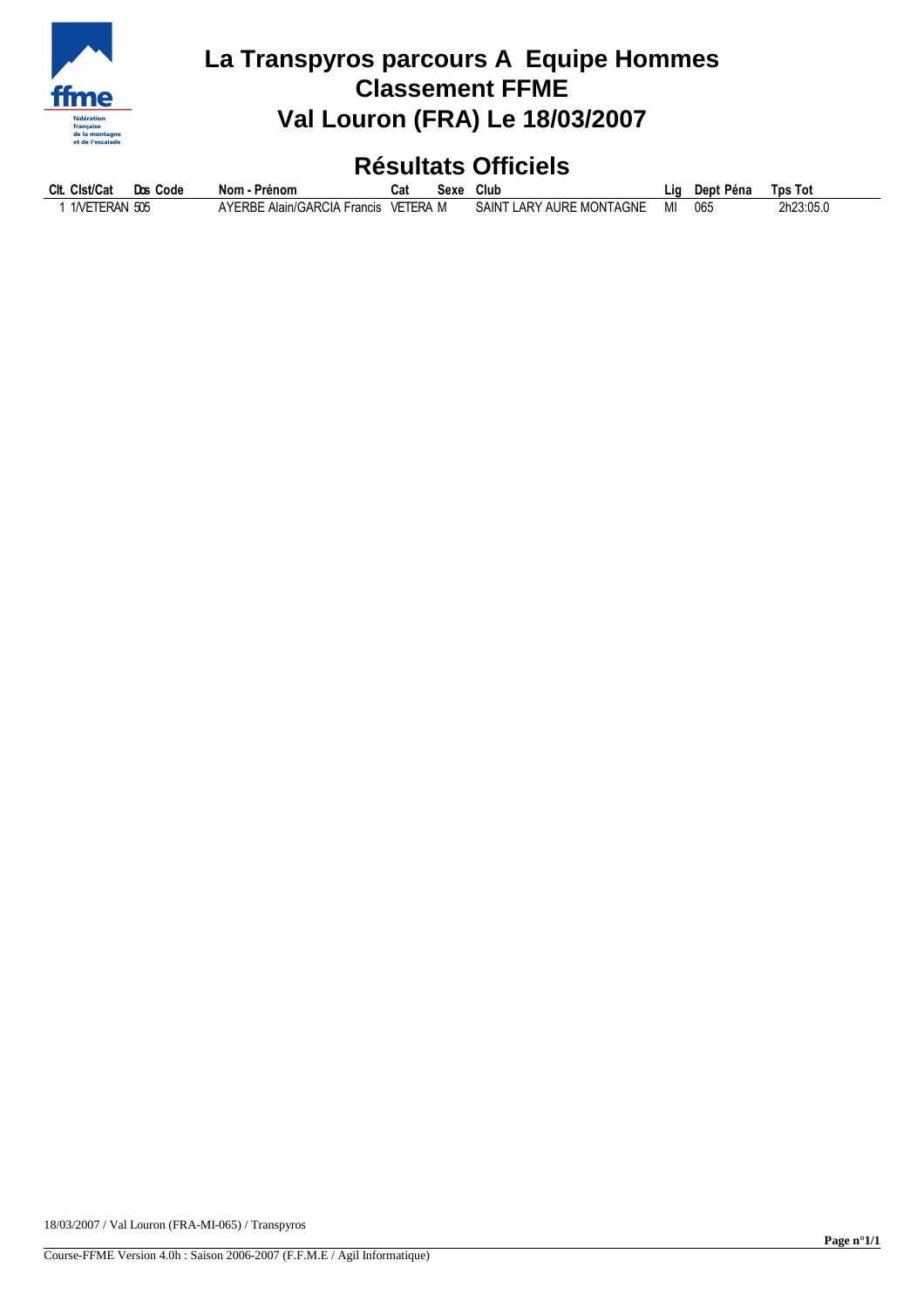# La Transpyros parcours A Equipe Hommes
# Classement FFME
# Val Louron (FRA) Le 18/03/2007

## Résultats Officiels

| Clt. | Clst/Cat | Dos | Code | Nom - Prénom | Cat | Sexe | Club | Lig | Dept | Péna | Tps Tot |
|---|---|---|---|---|---|---|---|---|---|---|---|
| 1 | 1/VETERAN | 505 | | AYERBE Alain/GARCIA Francis | VETERA | M | SAINT LARY AURE MONTAGNE | MI | 065 | | 2h23:05.0 |

18/03/2007 / Val Louron (FRA-MI-065) / Transpyros

Course-FFME Version 4.0h : Saison 2006-2007 (F.F.M.E / Agil Informatique)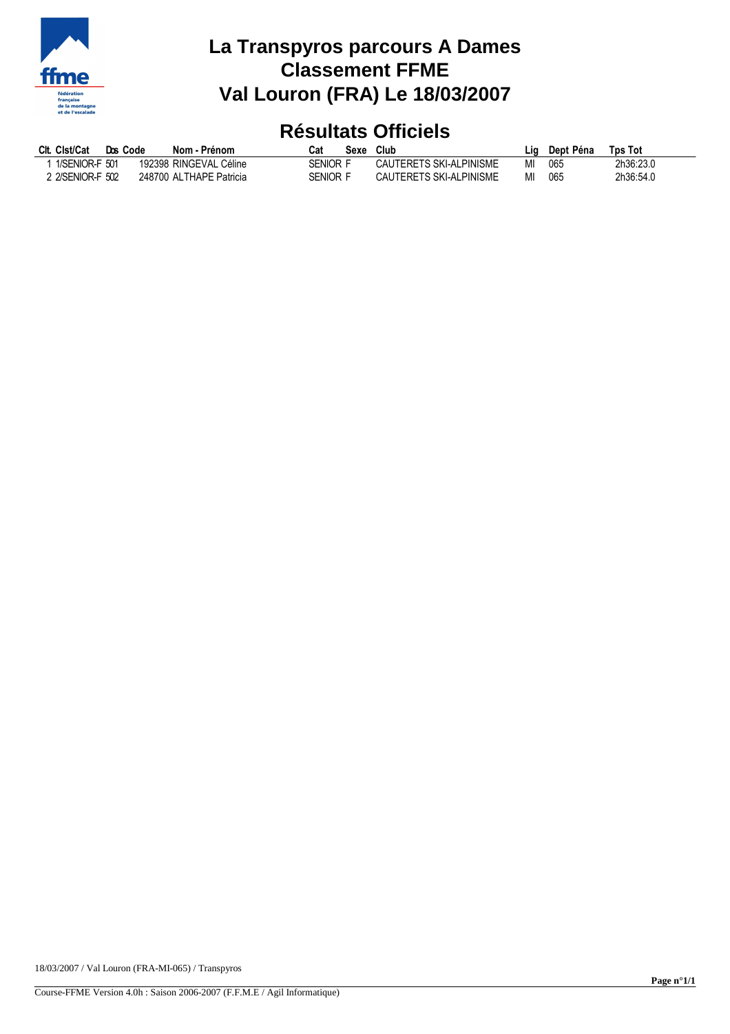# La Transpyros parcours A Dames
# Classement FFME
# Val Louron (FRA) Le 18/03/2007

## Résultats Officiels

| Clt. | Clst/Cat | Dos | Code | Nom - Prénom | Cat | Sexe | Club | Lig | Dept | Péna | Tps Tot |
|---|---|---|---|---|---|---|---|---|---|---|---|
| 1 | 1/SENIOR-F | 501 | 192398 | RINGEVAL Céline | SENIOR | F | CAUTERETS SKI-ALPINISME | MI | 065 | | 2h36:23.0 |
| 2 | 2/SENIOR-F | 502 | 248700 | ALTHAPE Patricia | SENIOR | F | CAUTERETS SKI-ALPINISME | MI | 065 | | 2h36:54.0 |

18/03/2007 / Val Louron (FRA-MI-065) / Transpyros

Course-FFME Version 4.0h : Saison 2006-2007 (F.F.M.E / Agil Informatique)